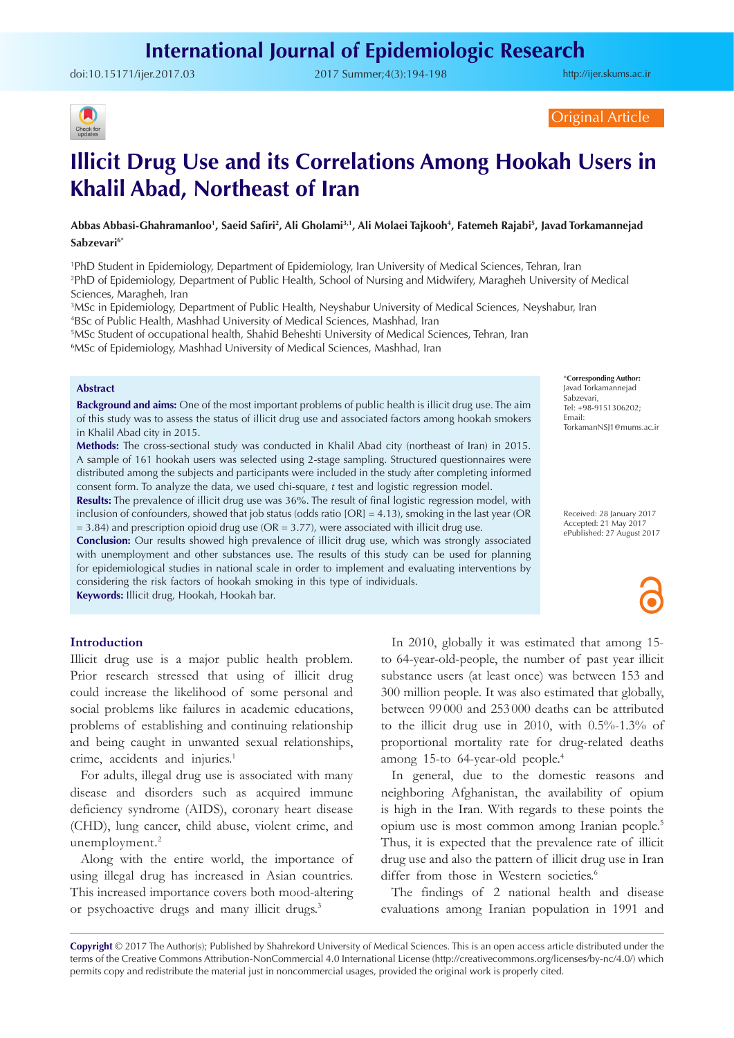Original Article

# Illicit Drug Use and its Correlations Among Hookah Users in Khalil Abad, Northeast of Iran

**Abbas Abbasi-Ghahramanloo[1], Saeid Safiri[2], Ali Gholami[3,1], Ali Molaei Tajkooh[4], Fatemeh Rajabi[5], Javad Torkamannejad Sabzevari[6*]**

[1]PhD Student in Epidemiology, Department of Epidemiology, Iran University of Medical Sciences, Tehran, Iran
[2]PhD of Epidemiology, Department of Public Health, School of Nursing and Midwifery, Maragheh University of Medical Sciences, Maragheh, Iran
[3]MSc in Epidemiology, Department of Public Health, Neyshabur University of Medical Sciences, Neyshabur, Iran
[4]BSc of Public Health, Mashhad University of Medical Sciences, Mashhad, Iran
[5]MSc Student of occupational health, Shahid Beheshti University of Medical Sciences, Tehran, Iran
[6]MSc of Epidemiology, Mashhad University of Medical Sciences, Mashhad, Iran

## Abstract

**Background and aims:** One of the most important problems of public health is illicit drug use. The aim of this study was to assess the status of illicit drug use and associated factors among hookah smokers in Khalil Abad city in 2015.

**Methods:** The cross-sectional study was conducted in Khalil Abad city (northeast of Iran) in 2015. A sample of 161 hookah users was selected using 2-stage sampling. Structured questionnaires were distributed among the subjects and participants were included in the study after completing informed consent form. To analyze the data, we used chi-square, *t* test and logistic regression model.

**Results:** The prevalence of illicit drug use was 36%. The result of final logistic regression model, with inclusion of confounders, showed that job status (odds ratio [OR] = 4.13), smoking in the last year (OR = 3.84) and prescription opioid drug use (OR = 3.77), were associated with illicit drug use.

**Conclusion:** Our results showed high prevalence of illicit drug use, which was strongly associated with unemployment and other substances use. The results of this study can be used for planning for epidemiological studies in national scale in order to implement and evaluating interventions by considering the risk factors of hookah smoking in this type of individuals.

**Keywords:** Illicit drug, Hookah, Hookah bar.

*Corresponding Author:
Javad Torkamannejad Sabzevari,
Tel: +98-9151306202;
Email: TorkamanNSJ1@mums.ac.ir

Received: 28 January 2017
Accepted: 21 May 2017
ePublished: 27 August 2017

## Introduction

Illicit drug use is a major public health problem. Prior research stressed that using of illicit drug could increase the likelihood of some personal and social problems like failures in academic educations, problems of establishing and continuing relationship and being caught in unwanted sexual relationships, crime, accidents and injuries.[1]

For adults, illegal drug use is associated with many disease and disorders such as acquired immune deficiency syndrome (AIDS), coronary heart disease (CHD), lung cancer, child abuse, violent crime, and unemployment.[2]

Along with the entire world, the importance of using illegal drug has increased in Asian countries. This increased importance covers both mood-altering or psychoactive drugs and many illicit drugs.[3]

In 2010, globally it was estimated that among 15- to 64-year-old-people, the number of past year illicit substance users (at least once) was between 153 and 300 million people. It was also estimated that globally, between 99 000 and 253 000 deaths can be attributed to the illicit drug use in 2010, with 0.5%-1.3% of proportional mortality rate for drug-related deaths among 15-to 64-year-old people.[4]

In general, due to the domestic reasons and neighboring Afghanistan, the availability of opium is high in the Iran. With regards to these points the opium use is most common among Iranian people.[5] Thus, it is expected that the prevalence rate of illicit drug use and also the pattern of illicit drug use in Iran differ from those in Western societies.[6]

The findings of 2 national health and disease evaluations among Iranian population in 1991 and

**Copyright** © 2017 The Author(s); Published by Shahrekord University of Medical Sciences. This is an open access article distributed under the terms of the Creative Commons Attribution-NonCommercial 4.0 International License (http://creativecommons.org/licenses/by-nc/4.0/) which permits copy and redistribute the material just in noncommercial usages, provided the original work is properly cited.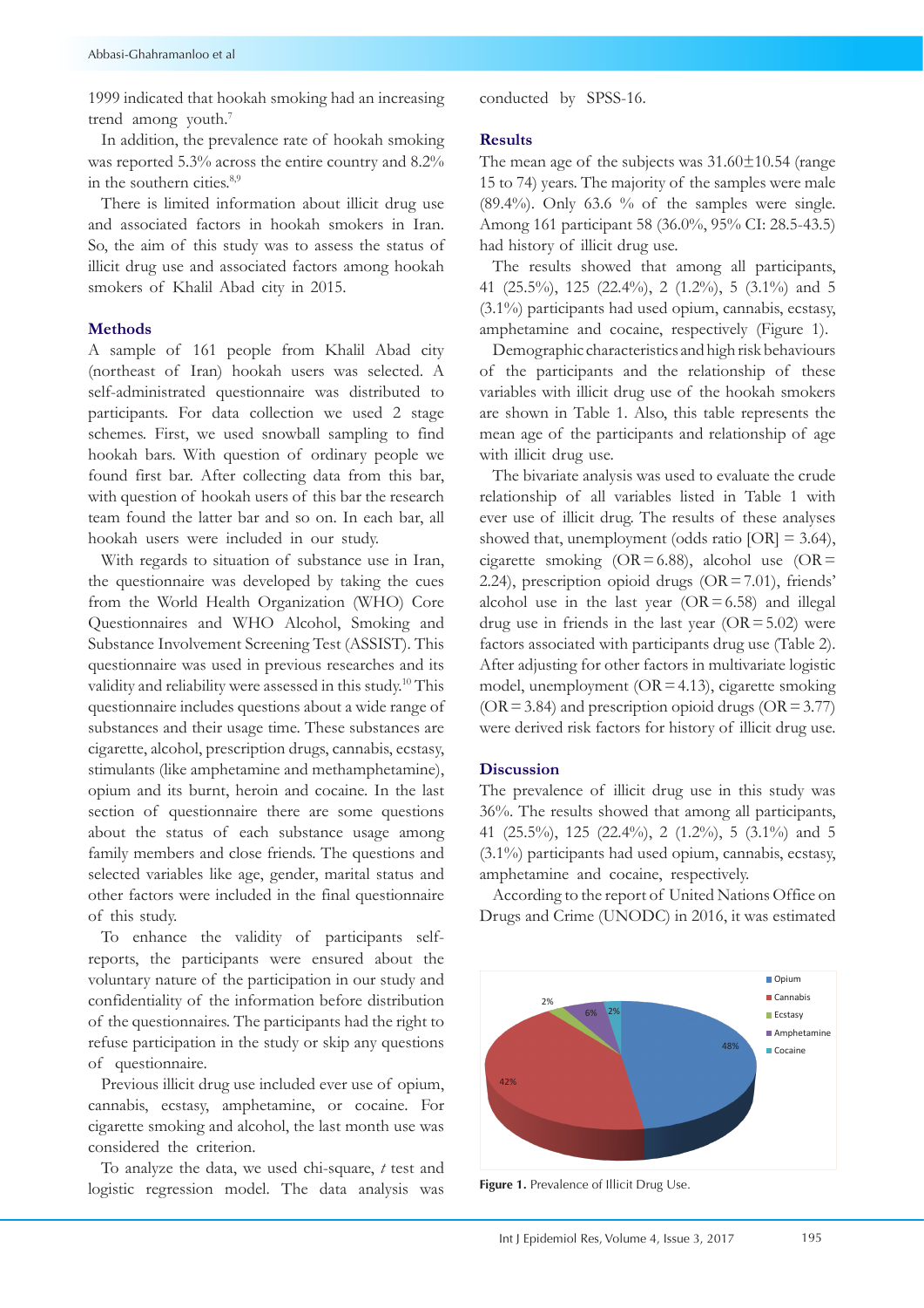1999 indicated that hookah smoking had an increasing trend among youth.[7]

In addition, the prevalence rate of hookah smoking was reported 5.3% across the entire country and 8.2% in the southern cities.[8,9]

There is limited information about illicit drug use and associated factors in hookah smokers in Iran. So, the aim of this study was to assess the status of illicit drug use and associated factors among hookah smokers of Khalil Abad city in 2015.

## Methods

A sample of 161 people from Khalil Abad city (northeast of Iran) hookah users was selected. A self-administrated questionnaire was distributed to participants. For data collection we used 2 stage schemes. First, we used snowball sampling to find hookah bars. With question of ordinary people we found first bar. After collecting data from this bar, with question of hookah users of this bar the research team found the latter bar and so on. In each bar, all hookah users were included in our study.

With regards to situation of substance use in Iran, the questionnaire was developed by taking the cues from the World Health Organization (WHO) Core Questionnaires and WHO Alcohol, Smoking and Substance Involvement Screening Test (ASSIST). This questionnaire was used in previous researches and its validity and reliability were assessed in this study.[10] This questionnaire includes questions about a wide range of substances and their usage time. These substances are cigarette, alcohol, prescription drugs, cannabis, ecstasy, stimulants (like amphetamine and methamphetamine), opium and its burnt, heroin and cocaine. In the last section of questionnaire there are some questions about the status of each substance usage among family members and close friends. The questions and selected variables like age, gender, marital status and other factors were included in the final questionnaire of this study.

To enhance the validity of participants self-reports, the participants were ensured about the voluntary nature of the participation in our study and confidentiality of the information before distribution of the questionnaires. The participants had the right to refuse participation in the study or skip any questions of questionnaire.

Previous illicit drug use included ever use of opium, cannabis, ecstasy, amphetamine, or cocaine. For cigarette smoking and alcohol, the last month use was considered the criterion.

To analyze the data, we used chi-square, *t* test and logistic regression model. The data analysis was conducted by SPSS-16.

## Results

The mean age of the subjects was 31.60±10.54 (range 15 to 74) years. The majority of the samples were male (89.4%). Only 63.6 % of the samples were single. Among 161 participant 58 (36.0%, 95% CI: 28.5-43.5) had history of illicit drug use.

The results showed that among all participants, 41 (25.5%), 125 (22.4%), 2 (1.2%), 5 (3.1%) and 5 (3.1%) participants had used opium, cannabis, ecstasy, amphetamine and cocaine, respectively (Figure 1).

Demographic characteristics and high risk behaviours of the participants and the relationship of these variables with illicit drug use of the hookah smokers are shown in Table 1. Also, this table represents the mean age of the participants and relationship of age with illicit drug use.

The bivariate analysis was used to evaluate the crude relationship of all variables listed in Table 1 with ever use of illicit drug. The results of these analyses showed that, unemployment (odds ratio [OR] = 3.64), cigarette smoking (OR = 6.88), alcohol use (OR = 2.24), prescription opioid drugs (OR = 7.01), friends' alcohol use in the last year (OR = 6.58) and illegal drug use in friends in the last year (OR = 5.02) were factors associated with participants drug use (Table 2). After adjusting for other factors in multivariate logistic model, unemployment (OR = 4.13), cigarette smoking (OR = 3.84) and prescription opioid drugs (OR = 3.77) were derived risk factors for history of illicit drug use.

## Discussion

The prevalence of illicit drug use in this study was 36%. The results showed that among all participants, 41 (25.5%), 125 (22.4%), 2 (1.2%), 5 (3.1%) and 5 (3.1%) participants had used opium, cannabis, ecstasy, amphetamine and cocaine, respectively.

According to the report of United Nations Office on Drugs and Crime (UNODC) in 2016, it was estimated

**Figure 1.** Prevalence of Illicit Drug Use.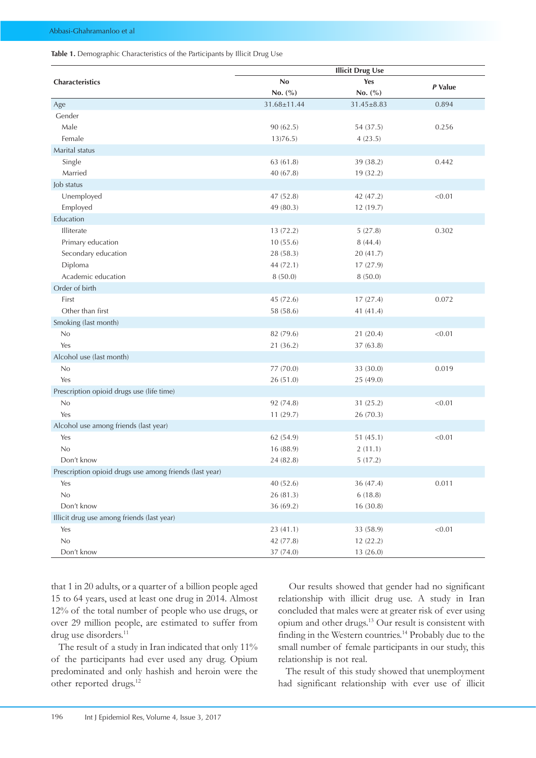**Table 1.** Demographic Characteristics of the Participants by Illicit Drug Use

| Characteristics | Illicit Drug Use | | P Value |
|---|---|---|---|
| | No<br>No. (%) | Yes<br>No. (%) | |
| Age | 31.68±11.44 | 31.45±8.83 | 0.894 |
| Gender | | | |
| Male | 90 (62.5) | 54 (37.5) | 0.256 |
| Female | 13)76.5) | 4 (23.5) | |
| Marital status | | | |
| Single | 63 (61.8) | 39 (38.2) | 0.442 |
| Married | 40 (67.8) | 19 (32.2) | |
| Job status | | | |
| Unemployed | 47 (52.8) | 42 (47.2) | <0.01 |
| Employed | 49 (80.3) | 12 (19.7) | |
| Education | | | |
| Illiterate | 13 (72.2) | 5 (27.8) | 0.302 |
| Primary education | 10 (55.6) | 8 (44.4) | |
| Secondary education | 28 (58.3) | 20 (41.7) | |
| Diploma | 44 (72.1) | 17 (27.9) | |
| Academic education | 8 (50.0) | 8 (50.0) | |
| Order of birth | | | |
| First | 45 (72.6) | 17 (27.4) | 0.072 |
| Other than first | 58 (58.6) | 41 (41.4) | |
| Smoking (last month) | | | |
| No | 82 (79.6) | 21 (20.4) | <0.01 |
| Yes | 21 (36.2) | 37 (63.8) | |
| Alcohol use (last month) | | | |
| No | 77 (70.0) | 33 (30.0) | 0.019 |
| Yes | 26 (51.0) | 25 (49.0) | |
| Prescription opioid drugs use (life time) | | | |
| No | 92 (74.8) | 31 (25.2) | <0.01 |
| Yes | 11 (29.7) | 26 (70.3) | |
| Alcohol use among friends (last year) | | | |
| Yes | 62 (54.9) | 51 (45.1) | <0.01 |
| No | 16 (88.9) | 2 (11.1) | |
| Don't know | 24 (82.8) | 5 (17.2) | |
| Prescription opioid drugs use among friends (last year) | | | |
| Yes | 40 (52.6) | 36 (47.4) | 0.011 |
| No | 26 (81.3) | 6 (18.8) | |
| Don't know | 36 (69.2) | 16 (30.8) | |
| Illicit drug use among friends (last year) | | | |
| Yes | 23 (41.1) | 33 (58.9) | <0.01 |
| No | 42 (77.8) | 12 (22.2) | |
| Don't know | 37 (74.0) | 13 (26.0) | |

that 1 in 20 adults, or a quarter of a billion people aged 15 to 64 years, used at least one drug in 2014. Almost 12% of the total number of people who use drugs, or over 29 million people, are estimated to suffer from drug use disorders.[11]

The result of a study in Iran indicated that only 11% of the participants had ever used any drug. Opium predominated and only hashish and heroin were the other reported drugs.[12]

Our results showed that gender had no significant relationship with illicit drug use. A study in Iran concluded that males were at greater risk of ever using opium and other drugs.[13] Our result is consistent with finding in the Western countries.[14] Probably due to the small number of female participants in our study, this relationship is not real.

The result of this study showed that unemployment had significant relationship with ever use of illicit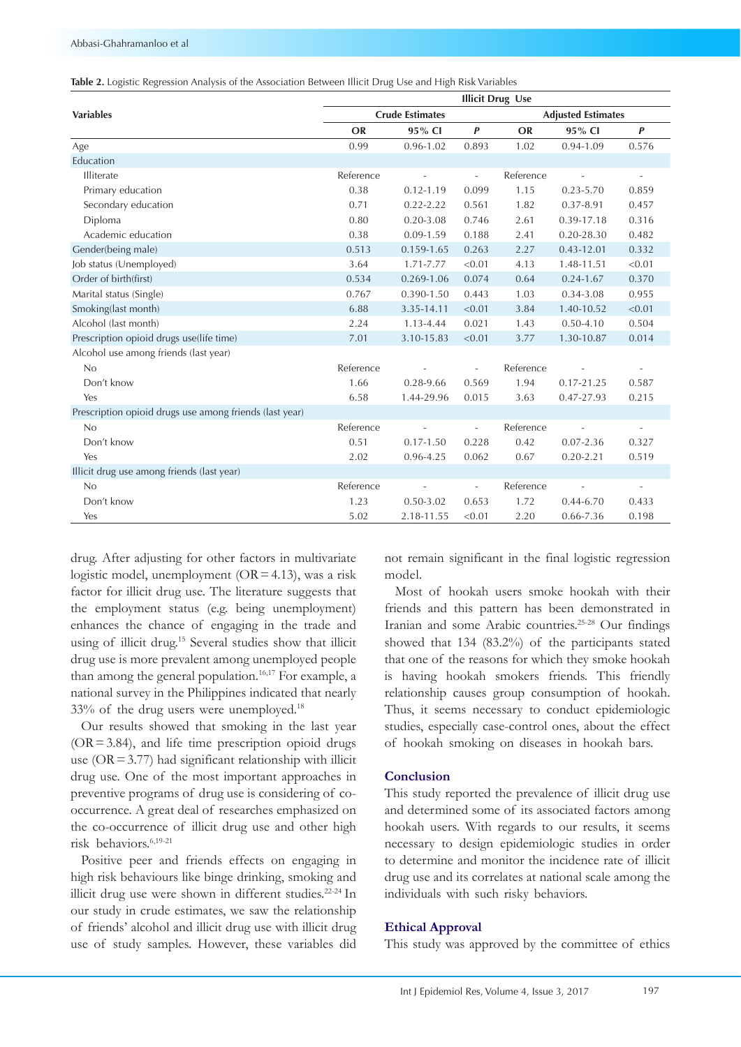**Table 2.** Logistic Regression Analysis of the Association Between Illicit Drug Use and High Risk Variables

| Variables | Illicit Drug Use | | | | | |
|---|---|---|---|---|---|---|
| | Crude Estimates | | | Adjusted Estimates | | |
| | OR | 95% CI | *P* | OR | 95% CI | *P* |
| Age | 0.99 | 0.96-1.02 | 0.893 | 1.02 | 0.94-1.09 | 0.576 |
| Education | | | | | | |
| Illiterate | Reference | - | - | Reference | - | - |
| Primary education | 0.38 | 0.12-1.19 | 0.099 | 1.15 | 0.23-5.70 | 0.859 |
| Secondary education | 0.71 | 0.22-2.22 | 0.561 | 1.82 | 0.37-8.91 | 0.457 |
| Diploma | 0.80 | 0.20-3.08 | 0.746 | 2.61 | 0.39-17.18 | 0.316 |
| Academic education | 0.38 | 0.09-1.59 | 0.188 | 2.41 | 0.20-28.30 | 0.482 |
| Gender(being male) | 0.513 | 0.159-1.65 | 0.263 | 2.27 | 0.43-12.01 | 0.332 |
| Job status (Unemployed) | 3.64 | 1.71-7.77 | <0.01 | 4.13 | 1.48-11.51 | <0.01 |
| Order of birth(first) | 0.534 | 0.269-1.06 | 0.074 | 0.64 | 0.24-1.67 | 0.370 |
| Marital status (Single) | 0.767 | 0.390-1.50 | 0.443 | 1.03 | 0.34-3.08 | 0.955 |
| Smoking(last month) | 6.88 | 3.35-14.11 | <0.01 | 3.84 | 1.40-10.52 | <0.01 |
| Alcohol (last month) | 2.24 | 1.13-4.44 | 0.021 | 1.43 | 0.50-4.10 | 0.504 |
| Prescription opioid drugs use(life time) | 7.01 | 3.10-15.83 | <0.01 | 3.77 | 1.30-10.87 | 0.014 |
| Alcohol use among friends (last year) | | | | | | |
| No | Reference | - | - | Reference | - | - |
| Don't know | 1.66 | 0.28-9.66 | 0.569 | 1.94 | 0.17-21.25 | 0.587 |
| Yes | 6.58 | 1.44-29.96 | 0.015 | 3.63 | 0.47-27.93 | 0.215 |
| Prescription opioid drugs use among friends (last year) | | | | | | |
| No | Reference | - | - | Reference | - | - |
| Don't know | 0.51 | 0.17-1.50 | 0.228 | 0.42 | 0.07-2.36 | 0.327 |
| Yes | 2.02 | 0.96-4.25 | 0.062 | 0.67 | 0.20-2.21 | 0.519 |
| Illicit drug use among friends (last year) | | | | | | |
| No | Reference | - | - | Reference | - | - |
| Don't know | 1.23 | 0.50-3.02 | 0.653 | 1.72 | 0.44-6.70 | 0.433 |
| Yes | 5.02 | 2.18-11.55 | <0.01 | 2.20 | 0.66-7.36 | 0.198 |

drug. After adjusting for other factors in multivariate logistic model, unemployment (OR = 4.13), was a risk factor for illicit drug use. The literature suggests that the employment status (e.g. being unemployment) enhances the chance of engaging in the trade and using of illicit drug.[15] Several studies show that illicit drug use is more prevalent among unemployed people than among the general population.[16,17] For example, a national survey in the Philippines indicated that nearly 33% of the drug users were unemployed.[18]

Our results showed that smoking in the last year (OR = 3.84), and life time prescription opioid drugs use (OR = 3.77) had significant relationship with illicit drug use. One of the most important approaches in preventive programs of drug use is considering of co-occurrence. A great deal of researches emphasized on the co-occurrence of illicit drug use and other high risk behaviors.[6,19-21]

Positive peer and friends effects on engaging in high risk behaviours like binge drinking, smoking and illicit drug use were shown in different studies.[22-24] In our study in crude estimates, we saw the relationship of friends' alcohol and illicit drug use with illicit drug use of study samples. However, these variables did not remain significant in the final logistic regression model.

Most of hookah users smoke hookah with their friends and this pattern has been demonstrated in Iranian and some Arabic countries.[25-28] Our findings showed that 134 (83.2%) of the participants stated that one of the reasons for which they smoke hookah is having hookah smokers friends. This friendly relationship causes group consumption of hookah. Thus, it seems necessary to conduct epidemiologic studies, especially case-control ones, about the effect of hookah smoking on diseases in hookah bars.

## Conclusion

This study reported the prevalence of illicit drug use and determined some of its associated factors among hookah users. With regards to our results, it seems necessary to design epidemiologic studies in order to determine and monitor the incidence rate of illicit drug use and its correlates at national scale among the individuals with such risky behaviors.

## Ethical Approval

This study was approved by the committee of ethics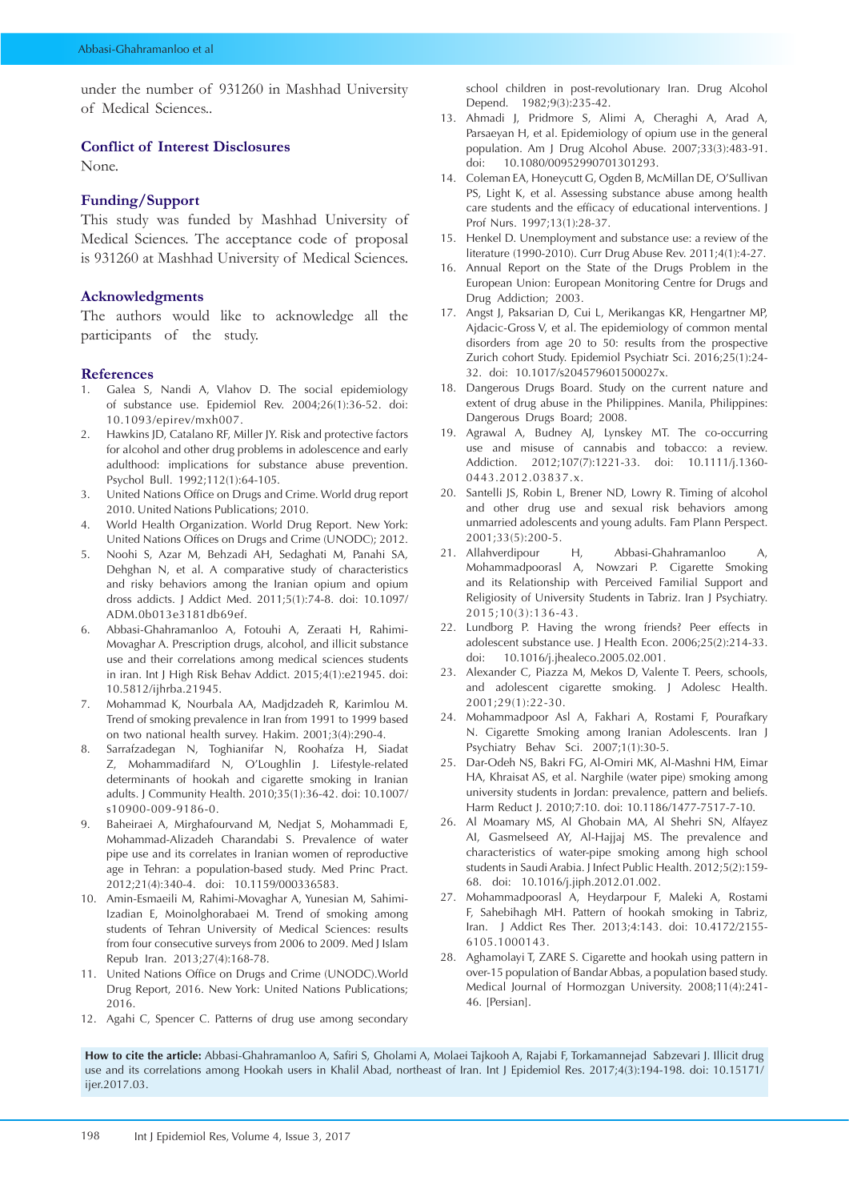under the number of 931260 in Mashhad University of Medical Sciences..

## Conflict of Interest Disclosures

None.

## Funding/Support

This study was funded by Mashhad University of Medical Sciences. The acceptance code of proposal is 931260 at Mashhad University of Medical Sciences.

## Acknowledgments

The authors would like to acknowledge all the participants of the study.

## References

1. Galea S, Nandi A, Vlahov D. The social epidemiology of substance use. Epidemiol Rev. 2004;26(1):36-52. doi: 10.1093/epirev/mxh007.
2. Hawkins JD, Catalano RF, Miller JY. Risk and protective factors for alcohol and other drug problems in adolescence and early adulthood: implications for substance abuse prevention. Psychol Bull. 1992;112(1):64-105.
3. United Nations Office on Drugs and Crime. World drug report 2010. United Nations Publications; 2010.
4. World Health Organization. World Drug Report. New York: United Nations Offices on Drugs and Crime (UNODC); 2012.
5. Noohi S, Azar M, Behzadi AH, Sedaghati M, Panahi SA, Dehghan N, et al. A comparative study of characteristics and risky behaviors among the Iranian opium and opium dross addicts. J Addict Med. 2011;5(1):74-8. doi: 10.1097/ADM.0b013e3181db69ef.
6. Abbasi-Ghahramanloo A, Fotouhi A, Zeraati H, Rahimi-Movaghar A. Prescription drugs, alcohol, and illicit substance use and their correlations among medical sciences students in iran. Int J High Risk Behav Addict. 2015;4(1):e21945. doi: 10.5812/ijhrba.21945.
7. Mohammad K, Nourbala AA, Madjdzadeh R, Karimlou M. Trend of smoking prevalence in Iran from 1991 to 1999 based on two national health survey. Hakim. 2001;3(4):290-4.
8. Sarrafzadegan N, Toghianifar N, Roohafza H, Siadat Z, Mohammadifard N, O'Loughlin J. Lifestyle-related determinants of hookah and cigarette smoking in Iranian adults. J Community Health. 2010;35(1):36-42. doi: 10.1007/s10900-009-9186-0.
9. Baheiraei A, Mirghafourvand M, Nedjat S, Mohammadi E, Mohammad-Alizadeh Charandabi S. Prevalence of water pipe use and its correlates in Iranian women of reproductive age in Tehran: a population-based study. Med Princ Pract. 2012;21(4):340-4. doi: 10.1159/000336583.
10. Amin-Esmaeili M, Rahimi-Movaghar A, Yunesian M, Sahimi-Izadian E, Moinolghorabaei M. Trend of smoking among students of Tehran University of Medical Sciences: results from four consecutive surveys from 2006 to 2009. Med J Islam Repub Iran. 2013;27(4):168-78.
11. United Nations Office on Drugs and Crime (UNODC).World Drug Report, 2016. New York: United Nations Publications; 2016.
12. Agahi C, Spencer C. Patterns of drug use among secondary school children in post-revolutionary Iran. Drug Alcohol Depend. 1982;9(3):235-42.
13. Ahmadi J, Pridmore S, Alimi A, Cheraghi A, Arad A, Parsaeyan H, et al. Epidemiology of opium use in the general population. Am J Drug Alcohol Abuse. 2007;33(3):483-91. doi: 10.1080/00952990701301293.
14. Coleman EA, Honeycutt G, Ogden B, McMillan DE, O'Sullivan PS, Light K, et al. Assessing substance abuse among health care students and the efficacy of educational interventions. J Prof Nurs. 1997;13(1):28-37.
15. Henkel D. Unemployment and substance use: a review of the literature (1990-2010). Curr Drug Abuse Rev. 2011;4(1):4-27.
16. Annual Report on the State of the Drugs Problem in the European Union: European Monitoring Centre for Drugs and Drug Addiction; 2003.
17. Angst J, Paksarian D, Cui L, Merikangas KR, Hengartner MP, Ajdacic-Gross V, et al. The epidemiology of common mental disorders from age 20 to 50: results from the prospective Zurich cohort Study. Epidemiol Psychiatr Sci. 2016;25(1):24-32. doi: 10.1017/s204579601500027x.
18. Dangerous Drugs Board. Study on the current nature and extent of drug abuse in the Philippines. Manila, Philippines: Dangerous Drugs Board; 2008.
19. Agrawal A, Budney AJ, Lynskey MT. The co-occurring use and misuse of cannabis and tobacco: a review. Addiction. 2012;107(7):1221-33. doi: 10.1111/j.1360-0443.2012.03837.x.
20. Santelli JS, Robin L, Brener ND, Lowry R. Timing of alcohol and other drug use and sexual risk behaviors among unmarried adolescents and young adults. Fam Plann Perspect. 2001;33(5):200-5.
21. Allahverdipour H, Abbasi-Ghahramanloo A, Mohammadpoorasl A, Nowzari P. Cigarette Smoking and its Relationship with Perceived Familial Support and Religiosity of University Students in Tabriz. Iran J Psychiatry. 2015;10(3):136-43.
22. Lundborg P. Having the wrong friends? Peer effects in adolescent substance use. J Health Econ. 2006;25(2):214-33. doi: 10.1016/j.jhealeco.2005.02.001.
23. Alexander C, Piazza M, Mekos D, Valente T. Peers, schools, and adolescent cigarette smoking. J Adolesc Health. 2001;29(1):22-30.
24. Mohammadpoor Asl A, Fakhari A, Rostami F, Pourafkary N. Cigarette Smoking among Iranian Adolescents. Iran J Psychiatry Behav Sci. 2007;1(1):30-5.
25. Dar-Odeh NS, Bakri FG, Al-Omiri MK, Al-Mashni HM, Eimar HA, Khraisat AS, et al. Narghile (water pipe) smoking among university students in Jordan: prevalence, pattern and beliefs. Harm Reduct J. 2010;7:10. doi: 10.1186/1477-7517-7-10.
26. Al Moamary MS, Al Ghobain MA, Al Shehri SN, Alfayez AI, Gasmelseed AY, Al-Hajjaj MS. The prevalence and characteristics of water-pipe smoking among high school students in Saudi Arabia. J Infect Public Health. 2012;5(2):159-68. doi: 10.1016/j.jiph.2012.01.002.
27. Mohammadpoorasl A, Heydarpour F, Maleki A, Rostami F, Sahebihagh MH. Pattern of hookah smoking in Tabriz, Iran. J Addict Res Ther. 2013;4:143. doi: 10.4172/2155-6105.1000143.
28. Aghamolayi T, ZARE S. Cigarette and hookah using pattern in over-15 population of Bandar Abbas, a population based study. Medical Journal of Hormozgan University. 2008;11(4):241-46. [Persian].

**How to cite the article:** Abbasi-Ghahramanloo A, Safiri S, Gholami A, Molaei Tajkooh A, Rajabi F, Torkamannejad Sabzevari J. Illicit drug use and its correlations among Hookah users in Khalil Abad, northeast of Iran. Int J Epidemiol Res. 2017;4(3):194-198. doi: 10.15171/ijer.2017.03.